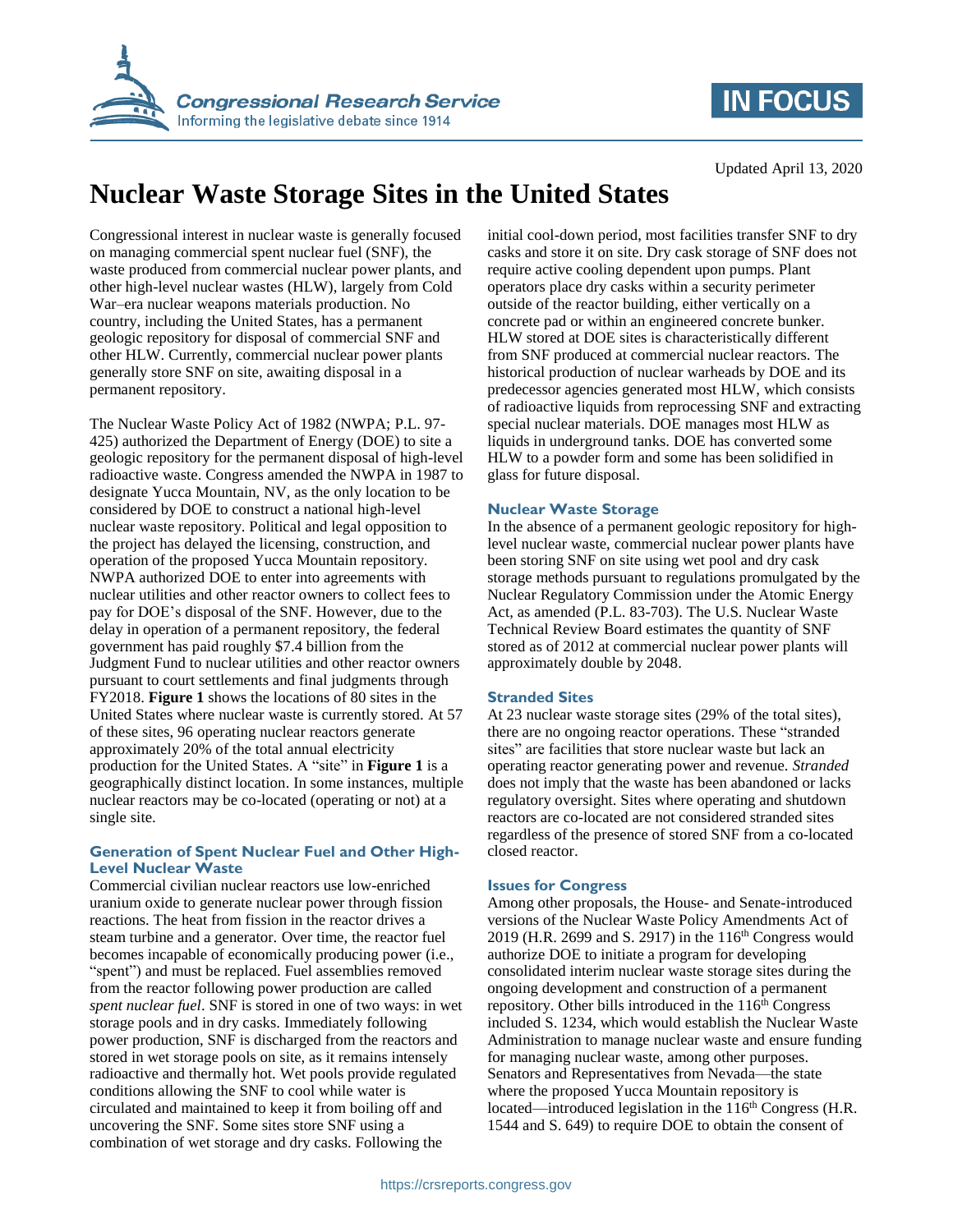Congressional Research Service
Informing the legislative debate since 1914

IN FOCUS

Updated April 13, 2020

# Nuclear Waste Storage Sites in the United States

Congressional interest in nuclear waste is generally focused on managing commercial spent nuclear fuel (SNF), the waste produced from commercial nuclear power plants, and other high-level nuclear wastes (HLW), largely from Cold War–era nuclear weapons materials production. No country, including the United States, has a permanent geologic repository for disposal of commercial SNF and other HLW. Currently, commercial nuclear power plants generally store SNF on site, awaiting disposal in a permanent repository.

The Nuclear Waste Policy Act of 1982 (NWPA; P.L. 97-425) authorized the Department of Energy (DOE) to site a geologic repository for the permanent disposal of high-level radioactive waste. Congress amended the NWPA in 1987 to designate Yucca Mountain, NV, as the only location to be considered by DOE to construct a national high-level nuclear waste repository. Political and legal opposition to the project has delayed the licensing, construction, and operation of the proposed Yucca Mountain repository. NWPA authorized DOE to enter into agreements with nuclear utilities and other reactor owners to collect fees to pay for DOE's disposal of the SNF. However, due to the delay in operation of a permanent repository, the federal government has paid roughly $7.4 billion from the Judgment Fund to nuclear utilities and other reactor owners pursuant to court settlements and final judgments through FY2018. **Figure 1** shows the locations of 80 sites in the United States where nuclear waste is currently stored. At 57 of these sites, 96 operating nuclear reactors generate approximately 20% of the total annual electricity production for the United States. A "site" in **Figure 1** is a geographically distinct location. In some instances, multiple nuclear reactors may be co-located (operating or not) at a single site.

### Generation of Spent Nuclear Fuel and Other High-Level Nuclear Waste

Commercial civilian nuclear reactors use low-enriched uranium oxide to generate nuclear power through fission reactions. The heat from fission in the reactor drives a steam turbine and a generator. Over time, the reactor fuel becomes incapable of economically producing power (i.e., "spent") and must be replaced. Fuel assemblies removed from the reactor following power production are called *spent nuclear fuel*. SNF is stored in one of two ways: in wet storage pools and in dry casks. Immediately following power production, SNF is discharged from the reactors and stored in wet storage pools on site, as it remains intensely radioactive and thermally hot. Wet pools provide regulated conditions allowing the SNF to cool while water is circulated and maintained to keep it from boiling off and uncovering the SNF. Some sites store SNF using a combination of wet storage and dry casks. Following the initial cool-down period, most facilities transfer SNF to dry casks and store it on site. Dry cask storage of SNF does not require active cooling dependent upon pumps. Plant operators place dry casks within a security perimeter outside of the reactor building, either vertically on a concrete pad or within an engineered concrete bunker. HLW stored at DOE sites is characteristically different from SNF produced at commercial nuclear reactors. The historical production of nuclear warheads by DOE and its predecessor agencies generated most HLW, which consists of radioactive liquids from reprocessing SNF and extracting special nuclear materials. DOE manages most HLW as liquids in underground tanks. DOE has converted some HLW to a powder form and some has been solidified in glass for future disposal.

### Nuclear Waste Storage

In the absence of a permanent geologic repository for high-level nuclear waste, commercial nuclear power plants have been storing SNF on site using wet pool and dry cask storage methods pursuant to regulations promulgated by the Nuclear Regulatory Commission under the Atomic Energy Act, as amended (P.L. 83-703). The U.S. Nuclear Waste Technical Review Board estimates the quantity of SNF stored as of 2012 at commercial nuclear power plants will approximately double by 2048.

### Stranded Sites

At 23 nuclear waste storage sites (29% of the total sites), there are no ongoing reactor operations. These "stranded sites" are facilities that store nuclear waste but lack an operating reactor generating power and revenue. *Stranded* does not imply that the waste has been abandoned or lacks regulatory oversight. Sites where operating and shutdown reactors are co-located are not considered stranded sites regardless of the presence of stored SNF from a co-located closed reactor.

### Issues for Congress

Among other proposals, the House- and Senate-introduced versions of the Nuclear Waste Policy Amendments Act of 2019 (H.R. 2699 and S. 2917) in the 116th Congress would authorize DOE to initiate a program for developing consolidated interim nuclear waste storage sites during the ongoing development and construction of a permanent repository. Other bills introduced in the 116th Congress included S. 1234, which would establish the Nuclear Waste Administration to manage nuclear waste and ensure funding for managing nuclear waste, among other purposes. Senators and Representatives from Nevada—the state where the proposed Yucca Mountain repository is located—introduced legislation in the 116th Congress (H.R. 1544 and S. 649) to require DOE to obtain the consent of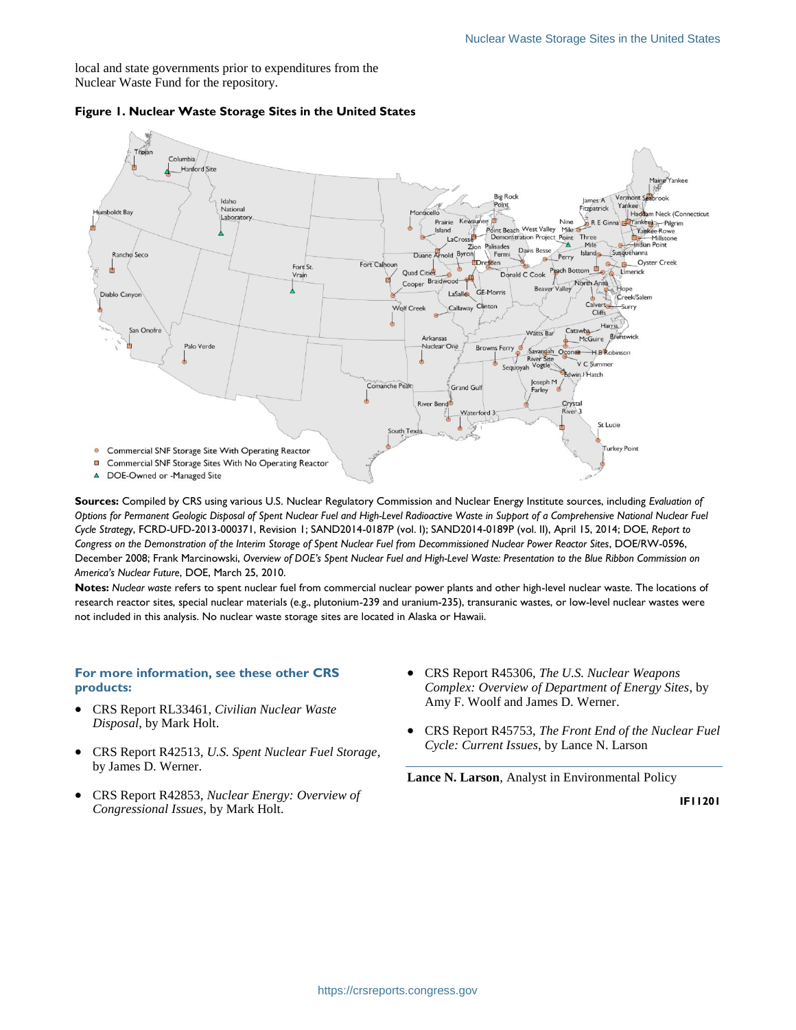local and state governments prior to expenditures from the Nuclear Waste Fund for the repository.

**Figure 1. Nuclear Waste Storage Sites in the United States**

**Sources:** Compiled by CRS using various U.S. Nuclear Regulatory Commission and Nuclear Energy Institute sources, including *Evaluation of Options for Permanent Geologic Disposal of Spent Nuclear Fuel and High-Level Radioactive Waste in Support of a Comprehensive National Nuclear Fuel Cycle Strategy*, FCRD-UFD-2013-000371, Revision 1; SAND2014-0187P (vol. I); SAND2014-0189P (vol. II), April 15, 2014; DOE, *Report to Congress on the Demonstration of the Interim Storage of Spent Nuclear Fuel from Decommissioned Nuclear Power Reactor Sites*, DOE/RW-0596, December 2008; Frank Marcinowski, *Overview of DOE's Spent Nuclear Fuel and High-Level Waste: Presentation to the Blue Ribbon Commission on America's Nuclear Future*, DOE, March 25, 2010.

**Notes:** *Nuclear waste* refers to spent nuclear fuel from commercial nuclear power plants and other high-level nuclear waste. The locations of research reactor sites, special nuclear materials (e.g., plutonium-239 and uranium-235), transuranic wastes, or low-level nuclear wastes were not included in this analysis. No nuclear waste storage sites are located in Alaska or Hawaii.

### For more information, see these other CRS products:

- CRS Report RL33461, *Civilian Nuclear Waste Disposal*, by Mark Holt.
- CRS Report R42513, *U.S. Spent Nuclear Fuel Storage*, by James D. Werner.
- CRS Report R42853, *Nuclear Energy: Overview of Congressional Issues*, by Mark Holt.
- CRS Report R45306, *The U.S. Nuclear Weapons Complex: Overview of Department of Energy Sites*, by Amy F. Woolf and James D. Werner.
- CRS Report R45753, *The Front End of the Nuclear Fuel Cycle: Current Issues*, by Lance N. Larson

**Lance N. Larson**, Analyst in Environmental Policy

**IF11201**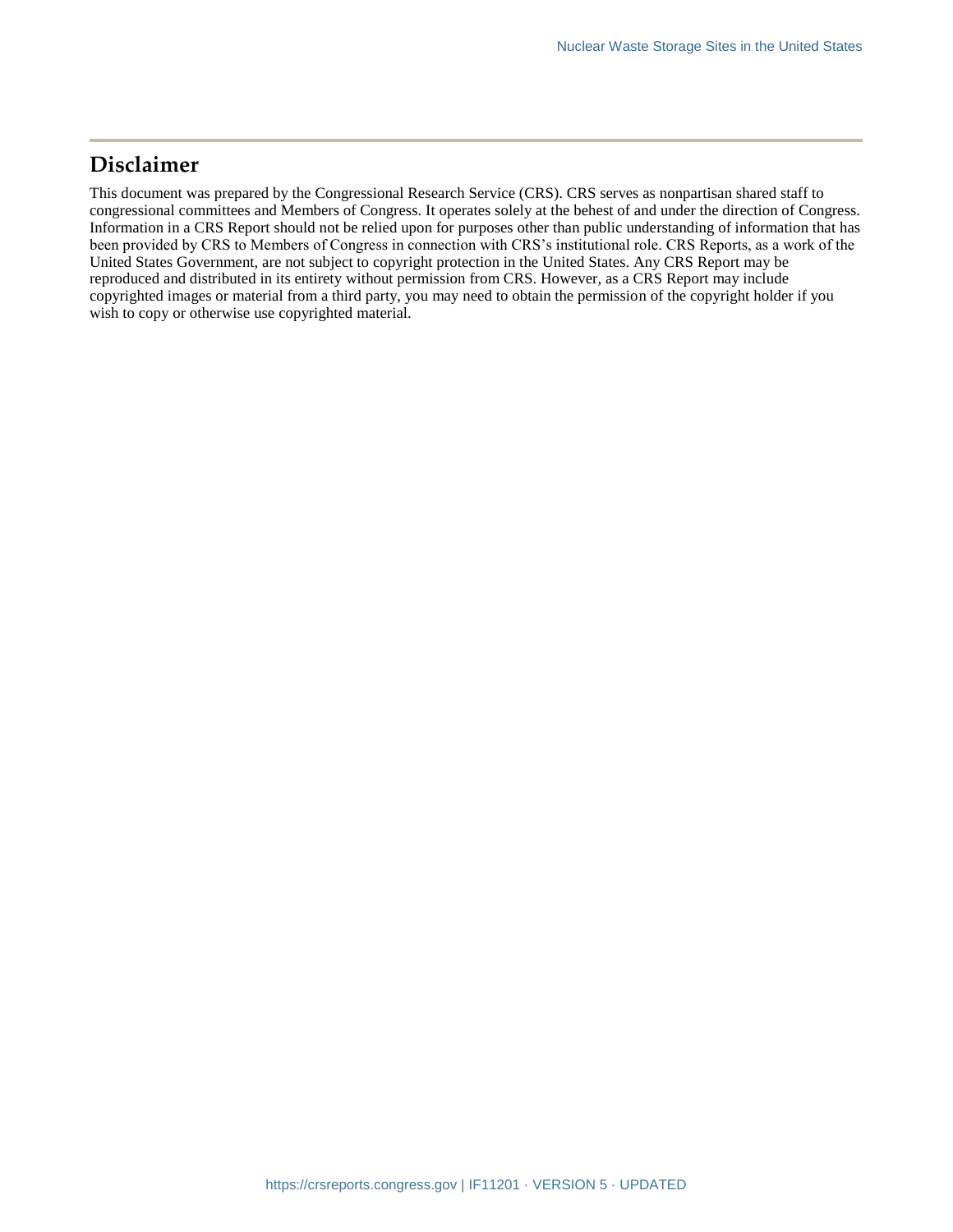## Disclaimer

This document was prepared by the Congressional Research Service (CRS). CRS serves as nonpartisan shared staff to congressional committees and Members of Congress. It operates solely at the behest of and under the direction of Congress. Information in a CRS Report should not be relied upon for purposes other than public understanding of information that has been provided by CRS to Members of Congress in connection with CRS's institutional role. CRS Reports, as a work of the United States Government, are not subject to copyright protection in the United States. Any CRS Report may be reproduced and distributed in its entirety without permission from CRS. However, as a CRS Report may include copyrighted images or material from a third party, you may need to obtain the permission of the copyright holder if you wish to copy or otherwise use copyrighted material.